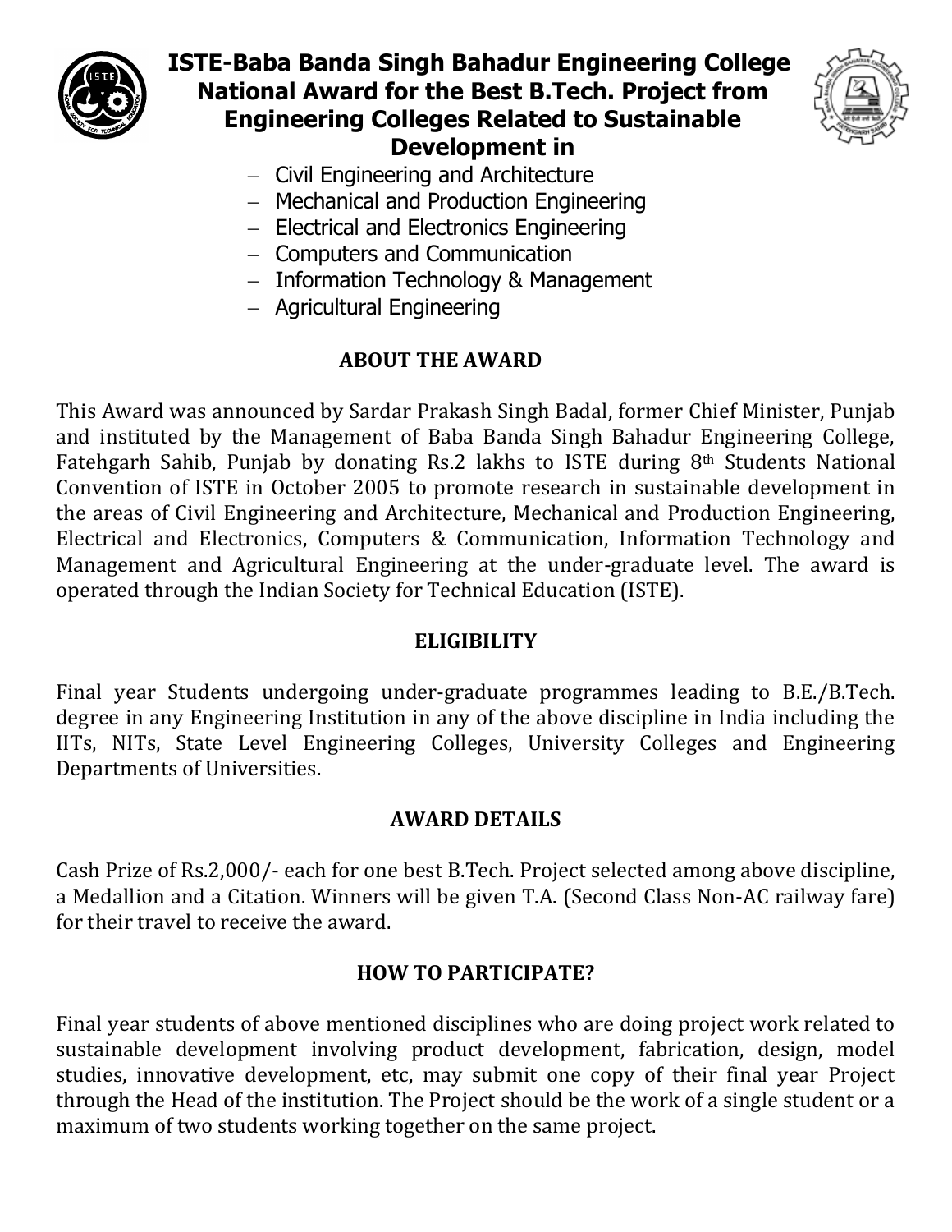# ISTE-Baba Banda Singh Bahadur Engineering College National Award for the Best B.Tech. Project from Engineering Colleges Related to Sustainable Development in

- Civil Engineering and Architecture
- Mechanical and Production Engineering
- Electrical and Electronics Engineering
- Computers and Communication
- Information Technology & Management
- Agricultural Engineering

## ABOUT THE AWARD

This Award was announced by Sardar Prakash Singh Badal, former Chief Minister, Punjab and instituted by the Management of Baba Banda Singh Bahadur Engineering College, Fatehgarh Sahib, Punjab by donating Rs.2 lakhs to ISTE during 8th Students National Convention of ISTE in October 2005 to promote research in sustainable development in the areas of Civil Engineering and Architecture, Mechanical and Production Engineering, Electrical and Electronics, Computers & Communication, Information Technology and Management and Agricultural Engineering at the under-graduate level. The award is operated through the Indian Society for Technical Education (ISTE).

## ELIGIBILITY

Final year Students undergoing under-graduate programmes leading to B.E./B.Tech. degree in any Engineering Institution in any of the above discipline in India including the IITs, NITs, State Level Engineering Colleges, University Colleges and Engineering Departments of Universities.

## AWARD DETAILS

Cash Prize of Rs.2,000/- each for one best B.Tech. Project selected among above discipline, a Medallion and a Citation. Winners will be given T.A. (Second Class Non-AC railway fare) for their travel to receive the award.

## HOW TO PARTICIPATE?

Final year students of above mentioned disciplines who are doing project work related to sustainable development involving product development, fabrication, design, model studies, innovative development, etc, may submit one copy of their final year Project through the Head of the institution. The Project should be the work of a single student or a maximum of two students working together on the same project.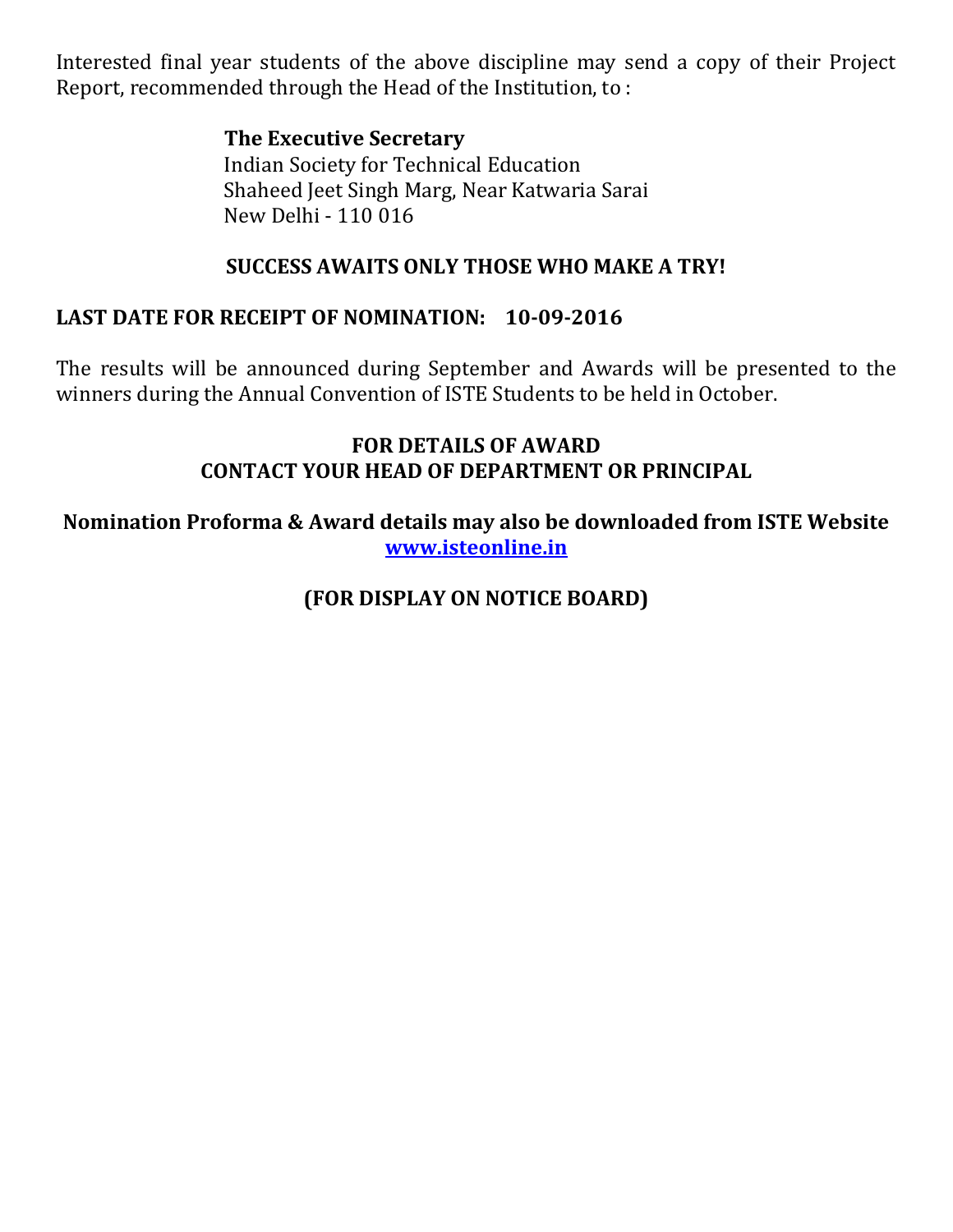Interested final year students of the above discipline may send a copy of their Project Report, recommended through the Head of the Institution, to :

**The Executive Secretary**
Indian Society for Technical Education
Shaheed Jeet Singh Marg, Near Katwaria Sarai
New Delhi - 110 016

**SUCCESS AWAITS ONLY THOSE WHO MAKE A TRY!**

**LAST DATE FOR RECEIPT OF NOMINATION: 10-09-2016**

The results will be announced during September and Awards will be presented to the winners during the Annual Convention of ISTE Students to be held in October.

**FOR DETAILS OF AWARD**
**CONTACT YOUR HEAD OF DEPARTMENT OR PRINCIPAL**

**Nomination Proforma & Award details may also be downloaded from ISTE Website [www.isteonline.in](www.isteonline.in)**

**(FOR DISPLAY ON NOTICE BOARD)**